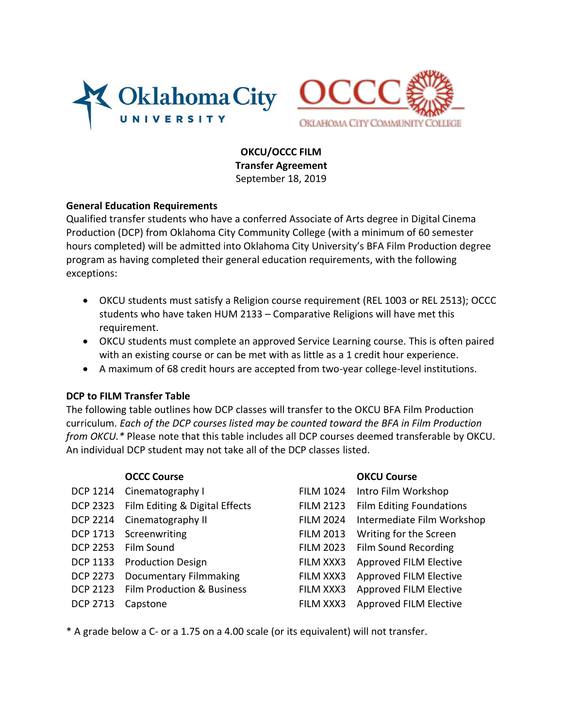# OKCU/OCCC FILM
## Transfer Agreement
September 18, 2019

### General Education Requirements

Qualified transfer students who have a conferred Associate of Arts degree in Digital Cinema Production (DCP) from Oklahoma City Community College (with a minimum of 60 semester hours completed) will be admitted into Oklahoma City University's BFA Film Production degree program as having completed their general education requirements, with the following exceptions:

- OKCU students must satisfy a Religion course requirement (REL 1003 or REL 2513); OCCC students who have taken HUM 2133 – Comparative Religions will have met this requirement.
- OKCU students must complete an approved Service Learning course. This is often paired with an existing course or can be met with as little as a 1 credit hour experience.
- A maximum of 68 credit hours are accepted from two-year college-level institutions.

### DCP to FILM Transfer Table

The following table outlines how DCP classes will transfer to the OKCU BFA Film Production curriculum. *Each of the DCP courses listed may be counted toward the BFA in Film Production from OKCU.** Please note that this table includes all DCP courses deemed transferable by OKCU. An individual DCP student may not take all of the DCP classes listed.

| | OCCC Course | | OKCU Course |
|---|---|---|---|
| DCP 1214 | Cinematography I | FILM 1024 | Intro Film Workshop |
| DCP 2323 | Film Editing & Digital Effects | FILM 2123 | Film Editing Foundations |
| DCP 2214 | Cinematography II | FILM 2024 | Intermediate Film Workshop |
| DCP 1713 | Screenwriting | FILM 2013 | Writing for the Screen |
| DCP 2253 | Film Sound | FILM 2023 | Film Sound Recording |
| DCP 1133 | Production Design | FILM XXX3 | Approved FILM Elective |
| DCP 2273 | Documentary Filmmaking | FILM XXX3 | Approved FILM Elective |
| DCP 2123 | Film Production & Business | FILM XXX3 | Approved FILM Elective |
| DCP 2713 | Capstone | FILM XXX3 | Approved FILM Elective |

* A grade below a C- or a 1.75 on a 4.00 scale (or its equivalent) will not transfer.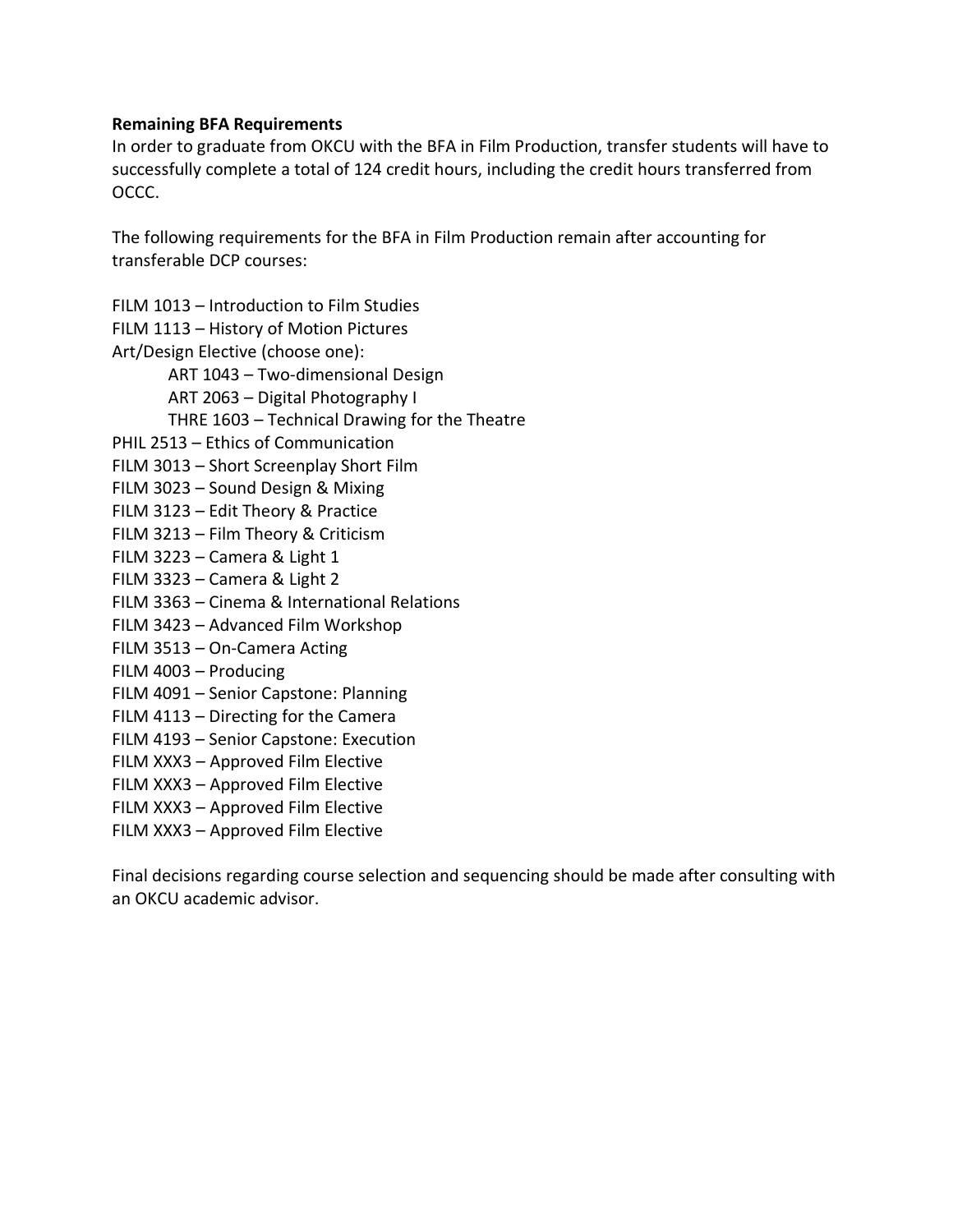**Remaining BFA Requirements**

In order to graduate from OKCU with the BFA in Film Production, transfer students will have to successfully complete a total of 124 credit hours, including the credit hours transferred from OCCC.

The following requirements for the BFA in Film Production remain after accounting for transferable DCP courses:

FILM 1013 – Introduction to Film Studies
FILM 1113 – History of Motion Pictures
Art/Design Elective (choose one):
    ART 1043 – Two-dimensional Design
    ART 2063 – Digital Photography I
    THRE 1603 – Technical Drawing for the Theatre
PHIL 2513 – Ethics of Communication
FILM 3013 – Short Screenplay Short Film
FILM 3023 – Sound Design & Mixing
FILM 3123 – Edit Theory & Practice
FILM 3213 – Film Theory & Criticism
FILM 3223 – Camera & Light 1
FILM 3323 – Camera & Light 2
FILM 3363 – Cinema & International Relations
FILM 3423 – Advanced Film Workshop
FILM 3513 – On-Camera Acting
FILM 4003 – Producing
FILM 4091 – Senior Capstone: Planning
FILM 4113 – Directing for the Camera
FILM 4193 – Senior Capstone: Execution
FILM XXX3 – Approved Film Elective
FILM XXX3 – Approved Film Elective
FILM XXX3 – Approved Film Elective
FILM XXX3 – Approved Film Elective

Final decisions regarding course selection and sequencing should be made after consulting with an OKCU academic advisor.